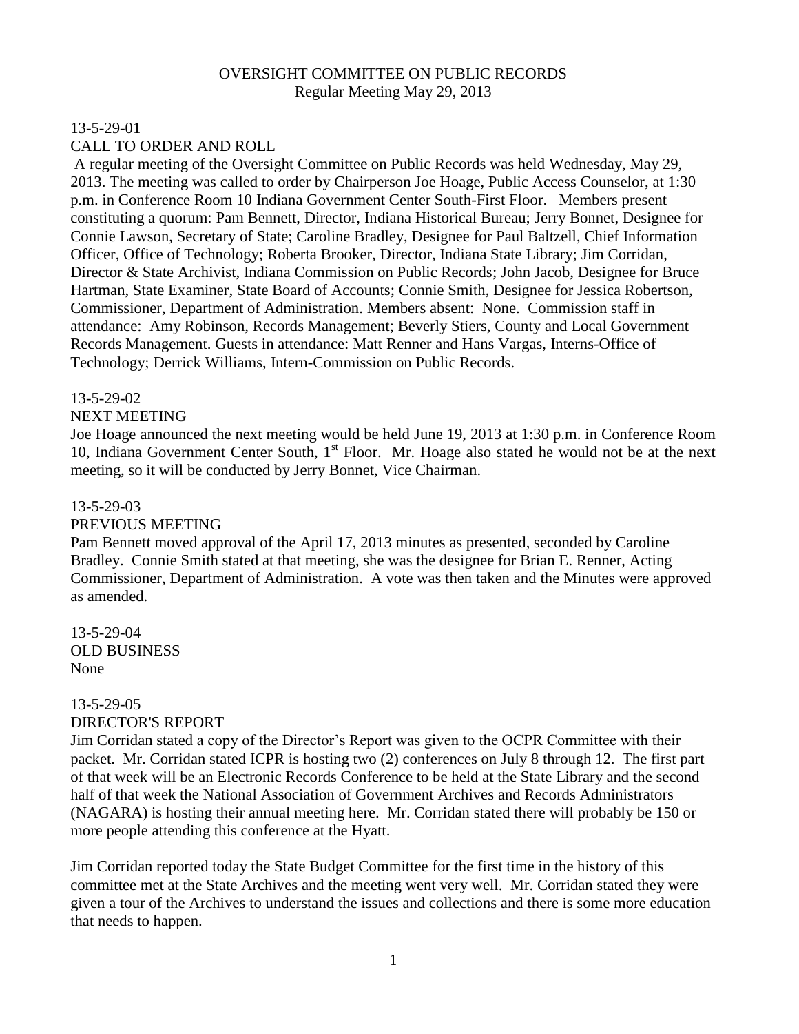# OVERSIGHT COMMITTEE ON PUBLIC RECORDS

Regular Meeting May 29, 2013

13-5-29-01

CALL TO ORDER AND ROLL

A regular meeting of the Oversight Committee on Public Records was held Wednesday, May 29, 2013. The meeting was called to order by Chairperson Joe Hoage, Public Access Counselor, at 1:30 p.m. in Conference Room 10 Indiana Government Center South-First Floor. Members present constituting a quorum: Pam Bennett, Director, Indiana Historical Bureau; Jerry Bonnet, Designee for Connie Lawson, Secretary of State; Caroline Bradley, Designee for Paul Baltzell, Chief Information Officer, Office of Technology; Roberta Brooker, Director, Indiana State Library; Jim Corridan, Director & State Archivist, Indiana Commission on Public Records; John Jacob, Designee for Bruce Hartman, State Examiner, State Board of Accounts; Connie Smith, Designee for Jessica Robertson, Commissioner, Department of Administration. Members absent: None. Commission staff in attendance: Amy Robinson, Records Management; Beverly Stiers, County and Local Government Records Management. Guests in attendance: Matt Renner and Hans Vargas, Interns-Office of Technology; Derrick Williams, Intern-Commission on Public Records.

13-5-29-02

NEXT MEETING

Joe Hoage announced the next meeting would be held June 19, 2013 at 1:30 p.m. in Conference Room 10, Indiana Government Center South, 1st Floor. Mr. Hoage also stated he would not be at the next meeting, so it will be conducted by Jerry Bonnet, Vice Chairman.

13-5-29-03

PREVIOUS MEETING

Pam Bennett moved approval of the April 17, 2013 minutes as presented, seconded by Caroline Bradley. Connie Smith stated at that meeting, she was the designee for Brian E. Renner, Acting Commissioner, Department of Administration. A vote was then taken and the Minutes were approved as amended.

13-5-29-04

OLD BUSINESS

None

13-5-29-05

DIRECTOR'S REPORT

Jim Corridan stated a copy of the Director's Report was given to the OCPR Committee with their packet. Mr. Corridan stated ICPR is hosting two (2) conferences on July 8 through 12. The first part of that week will be an Electronic Records Conference to be held at the State Library and the second half of that week the National Association of Government Archives and Records Administrators (NAGARA) is hosting their annual meeting here. Mr. Corridan stated there will probably be 150 or more people attending this conference at the Hyatt.

Jim Corridan reported today the State Budget Committee for the first time in the history of this committee met at the State Archives and the meeting went very well. Mr. Corridan stated they were given a tour of the Archives to understand the issues and collections and there is some more education that needs to happen.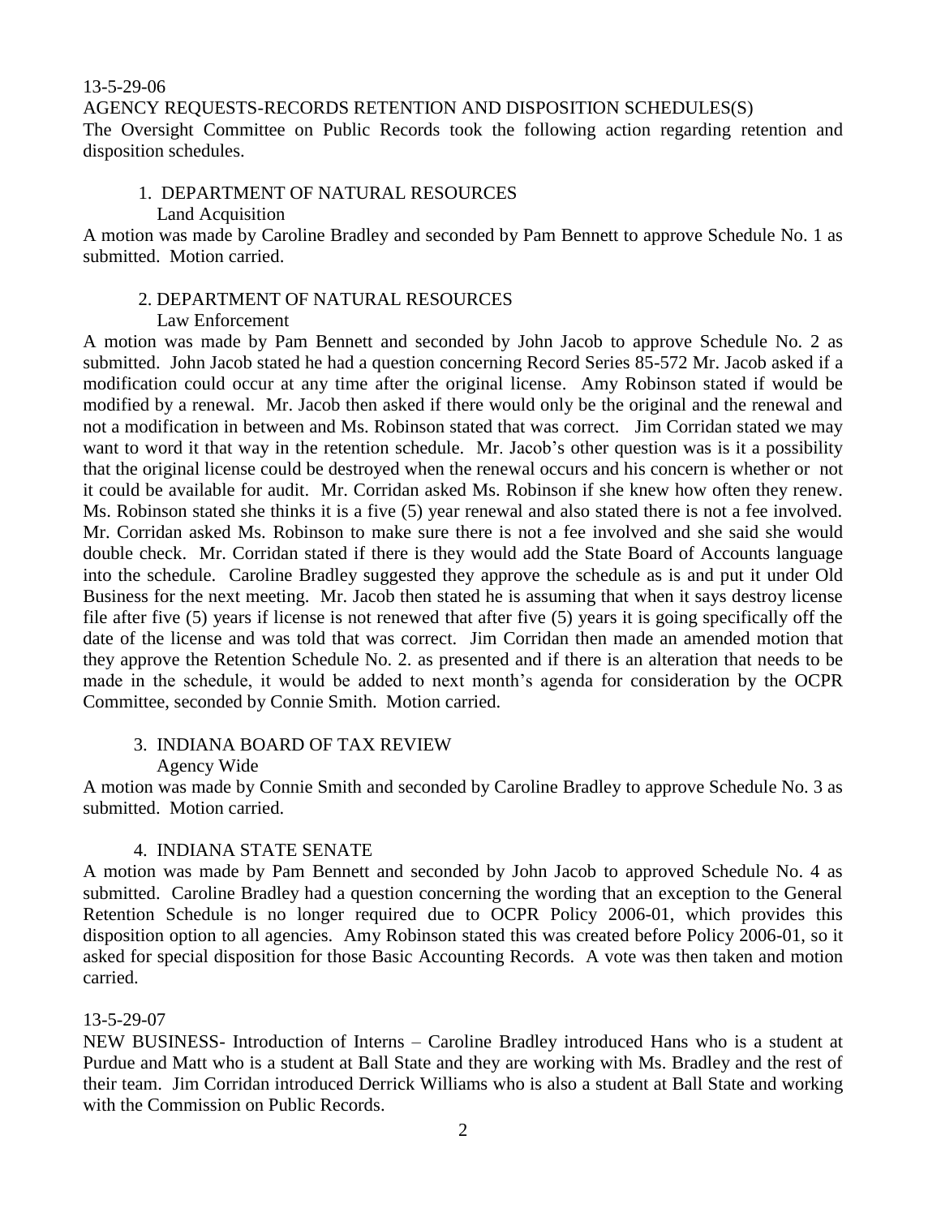13-5-29-06

AGENCY REQUESTS-RECORDS RETENTION AND DISPOSITION SCHEDULES(S)

The Oversight Committee on Public Records took the following action regarding retention and disposition schedules.

1. DEPARTMENT OF NATURAL RESOURCES
   Land Acquisition

A motion was made by Caroline Bradley and seconded by Pam Bennett to approve Schedule No. 1 as submitted. Motion carried.

2. DEPARTMENT OF NATURAL RESOURCES
   Law Enforcement

A motion was made by Pam Bennett and seconded by John Jacob to approve Schedule No. 2 as submitted. John Jacob stated he had a question concerning Record Series 85-572 Mr. Jacob asked if a modification could occur at any time after the original license. Amy Robinson stated if would be modified by a renewal. Mr. Jacob then asked if there would only be the original and the renewal and not a modification in between and Ms. Robinson stated that was correct. Jim Corridan stated we may want to word it that way in the retention schedule. Mr. Jacob's other question was is it a possibility that the original license could be destroyed when the renewal occurs and his concern is whether or not it could be available for audit. Mr. Corridan asked Ms. Robinson if she knew how often they renew. Ms. Robinson stated she thinks it is a five (5) year renewal and also stated there is not a fee involved. Mr. Corridan asked Ms. Robinson to make sure there is not a fee involved and she said she would double check. Mr. Corridan stated if there is they would add the State Board of Accounts language into the schedule. Caroline Bradley suggested they approve the schedule as is and put it under Old Business for the next meeting. Mr. Jacob then stated he is assuming that when it says destroy license file after five (5) years if license is not renewed that after five (5) years it is going specifically off the date of the license and was told that was correct. Jim Corridan then made an amended motion that they approve the Retention Schedule No. 2. as presented and if there is an alteration that needs to be made in the schedule, it would be added to next month's agenda for consideration by the OCPR Committee, seconded by Connie Smith. Motion carried.

3. INDIANA BOARD OF TAX REVIEW
   Agency Wide

A motion was made by Connie Smith and seconded by Caroline Bradley to approve Schedule No. 3 as submitted. Motion carried.

4. INDIANA STATE SENATE

A motion was made by Pam Bennett and seconded by John Jacob to approved Schedule No. 4 as submitted. Caroline Bradley had a question concerning the wording that an exception to the General Retention Schedule is no longer required due to OCPR Policy 2006-01, which provides this disposition option to all agencies. Amy Robinson stated this was created before Policy 2006-01, so it asked for special disposition for those Basic Accounting Records. A vote was then taken and motion carried.

13-5-29-07

NEW BUSINESS- Introduction of Interns – Caroline Bradley introduced Hans who is a student at Purdue and Matt who is a student at Ball State and they are working with Ms. Bradley and the rest of their team. Jim Corridan introduced Derrick Williams who is also a student at Ball State and working with the Commission on Public Records.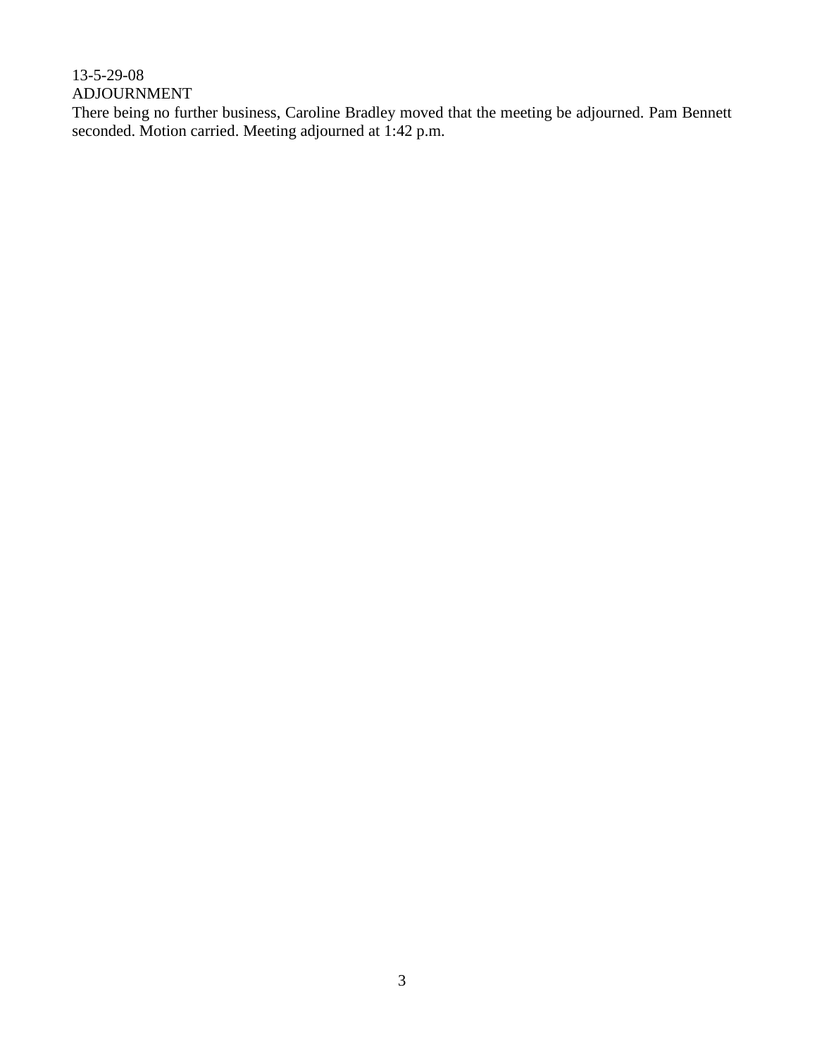13-5-29-08

ADJOURNMENT

There being no further business, Caroline Bradley moved that the meeting be adjourned. Pam Bennett seconded. Motion carried. Meeting adjourned at 1:42 p.m.